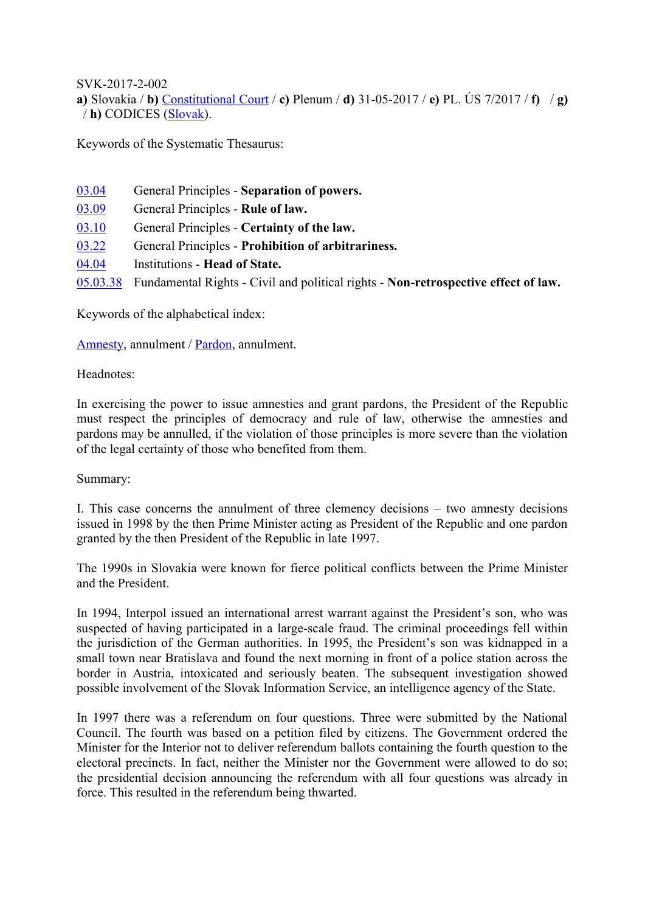SVK-2017-2-002

**a)** Slovakia / **b)** Constitutional Court / **c)** Plenum / **d)** 31-05-2017 / **e)** PL. ÚS 7/2017 / **f)** / **g)** / **h)** CODICES (Slovak).

Keywords of the Systematic Thesaurus:

| | |
|---|---|
| 03.04 | General Principles - **Separation of powers.** |
| 03.09 | General Principles - **Rule of law.** |
| 03.10 | General Principles - **Certainty of the law.** |
| 03.22 | General Principles - **Prohibition of arbitrariness.** |
| 04.04 | Institutions - **Head of State.** |
| 05.03.38 | Fundamental Rights - Civil and political rights - **Non-retrospective effect of law.** |

Keywords of the alphabetical index:

Amnesty, annulment / Pardon, annulment.

Headnotes:

In exercising the power to issue amnesties and grant pardons, the President of the Republic must respect the principles of democracy and rule of law, otherwise the amnesties and pardons may be annulled, if the violation of those principles is more severe than the violation of the legal certainty of those who benefited from them.

Summary:

I. This case concerns the annulment of three clemency decisions – two amnesty decisions issued in 1998 by the then Prime Minister acting as President of the Republic and one pardon granted by the then President of the Republic in late 1997.

The 1990s in Slovakia were known for fierce political conflicts between the Prime Minister and the President.

In 1994, Interpol issued an international arrest warrant against the President's son, who was suspected of having participated in a large-scale fraud. The criminal proceedings fell within the jurisdiction of the German authorities. In 1995, the President's son was kidnapped in a small town near Bratislava and found the next morning in front of a police station across the border in Austria, intoxicated and seriously beaten. The subsequent investigation showed possible involvement of the Slovak Information Service, an intelligence agency of the State.

In 1997 there was a referendum on four questions. Three were submitted by the National Council. The fourth was based on a petition filed by citizens. The Government ordered the Minister for the Interior not to deliver referendum ballots containing the fourth question to the electoral precincts. In fact, neither the Minister nor the Government were allowed to do so; the presidential decision announcing the referendum with all four questions was already in force. This resulted in the referendum being thwarted.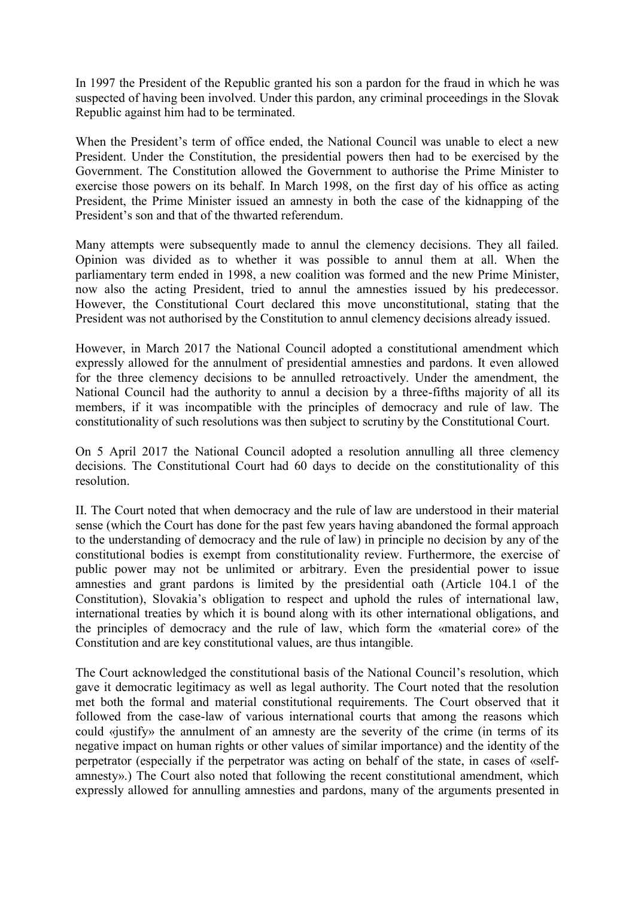In 1997 the President of the Republic granted his son a pardon for the fraud in which he was suspected of having been involved. Under this pardon, any criminal proceedings in the Slovak Republic against him had to be terminated.

When the President's term of office ended, the National Council was unable to elect a new President. Under the Constitution, the presidential powers then had to be exercised by the Government. The Constitution allowed the Government to authorise the Prime Minister to exercise those powers on its behalf. In March 1998, on the first day of his office as acting President, the Prime Minister issued an amnesty in both the case of the kidnapping of the President's son and that of the thwarted referendum.

Many attempts were subsequently made to annul the clemency decisions. They all failed. Opinion was divided as to whether it was possible to annul them at all. When the parliamentary term ended in 1998, a new coalition was formed and the new Prime Minister, now also the acting President, tried to annul the amnesties issued by his predecessor. However, the Constitutional Court declared this move unconstitutional, stating that the President was not authorised by the Constitution to annul clemency decisions already issued.

However, in March 2017 the National Council adopted a constitutional amendment which expressly allowed for the annulment of presidential amnesties and pardons. It even allowed for the three clemency decisions to be annulled retroactively. Under the amendment, the National Council had the authority to annul a decision by a three-fifths majority of all its members, if it was incompatible with the principles of democracy and rule of law. The constitutionality of such resolutions was then subject to scrutiny by the Constitutional Court.

On 5 April 2017 the National Council adopted a resolution annulling all three clemency decisions. The Constitutional Court had 60 days to decide on the constitutionality of this resolution.

II. The Court noted that when democracy and the rule of law are understood in their material sense (which the Court has done for the past few years having abandoned the formal approach to the understanding of democracy and the rule of law) in principle no decision by any of the constitutional bodies is exempt from constitutionality review. Furthermore, the exercise of public power may not be unlimited or arbitrary. Even the presidential power to issue amnesties and grant pardons is limited by the presidential oath (Article 104.1 of the Constitution), Slovakia's obligation to respect and uphold the rules of international law, international treaties by which it is bound along with its other international obligations, and the principles of democracy and the rule of law, which form the «material core» of the Constitution and are key constitutional values, are thus intangible.

The Court acknowledged the constitutional basis of the National Council's resolution, which gave it democratic legitimacy as well as legal authority. The Court noted that the resolution met both the formal and material constitutional requirements. The Court observed that it followed from the case-law of various international courts that among the reasons which could «justify» the annulment of an amnesty are the severity of the crime (in terms of its negative impact on human rights or other values of similar importance) and the identity of the perpetrator (especially if the perpetrator was acting on behalf of the state, in cases of «self-amnesty».) The Court also noted that following the recent constitutional amendment, which expressly allowed for annulling amnesties and pardons, many of the arguments presented in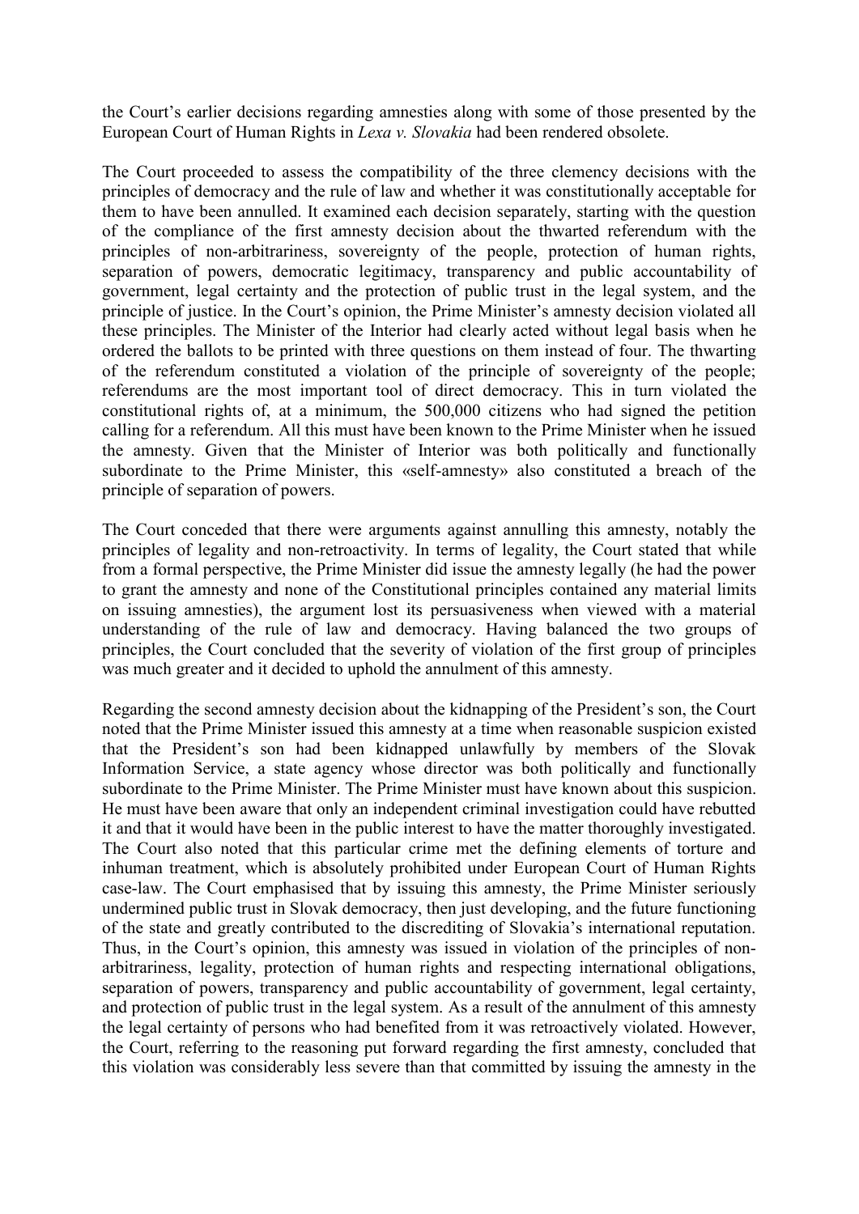the Court's earlier decisions regarding amnesties along with some of those presented by the European Court of Human Rights in *Lexa v. Slovakia* had been rendered obsolete.

The Court proceeded to assess the compatibility of the three clemency decisions with the principles of democracy and the rule of law and whether it was constitutionally acceptable for them to have been annulled. It examined each decision separately, starting with the question of the compliance of the first amnesty decision about the thwarted referendum with the principles of non-arbitrariness, sovereignty of the people, protection of human rights, separation of powers, democratic legitimacy, transparency and public accountability of government, legal certainty and the protection of public trust in the legal system, and the principle of justice. In the Court's opinion, the Prime Minister's amnesty decision violated all these principles. The Minister of the Interior had clearly acted without legal basis when he ordered the ballots to be printed with three questions on them instead of four. The thwarting of the referendum constituted a violation of the principle of sovereignty of the people; referendums are the most important tool of direct democracy. This in turn violated the constitutional rights of, at a minimum, the 500,000 citizens who had signed the petition calling for a referendum. All this must have been known to the Prime Minister when he issued the amnesty. Given that the Minister of Interior was both politically and functionally subordinate to the Prime Minister, this «self-amnesty» also constituted a breach of the principle of separation of powers.

The Court conceded that there were arguments against annulling this amnesty, notably the principles of legality and non-retroactivity. In terms of legality, the Court stated that while from a formal perspective, the Prime Minister did issue the amnesty legally (he had the power to grant the amnesty and none of the Constitutional principles contained any material limits on issuing amnesties), the argument lost its persuasiveness when viewed with a material understanding of the rule of law and democracy. Having balanced the two groups of principles, the Court concluded that the severity of violation of the first group of principles was much greater and it decided to uphold the annulment of this amnesty.

Regarding the second amnesty decision about the kidnapping of the President's son, the Court noted that the Prime Minister issued this amnesty at a time when reasonable suspicion existed that the President's son had been kidnapped unlawfully by members of the Slovak Information Service, a state agency whose director was both politically and functionally subordinate to the Prime Minister. The Prime Minister must have known about this suspicion. He must have been aware that only an independent criminal investigation could have rebutted it and that it would have been in the public interest to have the matter thoroughly investigated. The Court also noted that this particular crime met the defining elements of torture and inhuman treatment, which is absolutely prohibited under European Court of Human Rights case-law. The Court emphasised that by issuing this amnesty, the Prime Minister seriously undermined public trust in Slovak democracy, then just developing, and the future functioning of the state and greatly contributed to the discrediting of Slovakia's international reputation. Thus, in the Court's opinion, this amnesty was issued in violation of the principles of non-arbitrariness, legality, protection of human rights and respecting international obligations, separation of powers, transparency and public accountability of government, legal certainty, and protection of public trust in the legal system. As a result of the annulment of this amnesty the legal certainty of persons who had benefited from it was retroactively violated. However, the Court, referring to the reasoning put forward regarding the first amnesty, concluded that this violation was considerably less severe than that committed by issuing the amnesty in the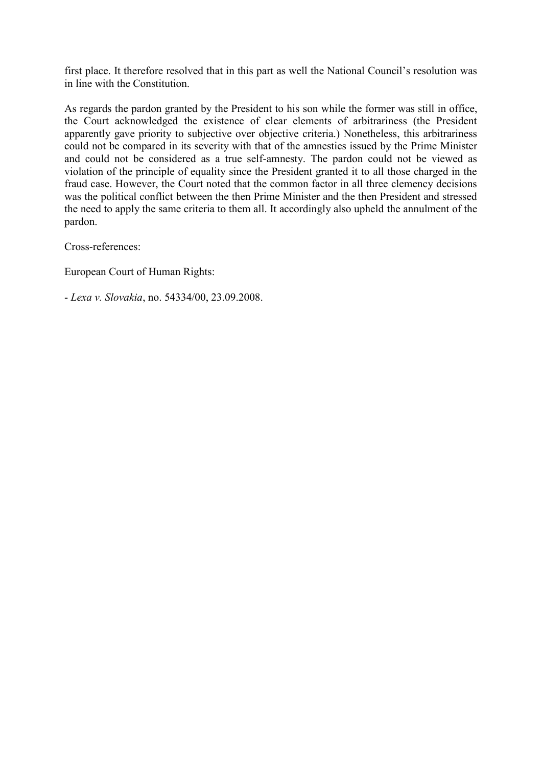first place. It therefore resolved that in this part as well the National Council's resolution was in line with the Constitution.

As regards the pardon granted by the President to his son while the former was still in office, the Court acknowledged the existence of clear elements of arbitrariness (the President apparently gave priority to subjective over objective criteria.) Nonetheless, this arbitrariness could not be compared in its severity with that of the amnesties issued by the Prime Minister and could not be considered as a true self-amnesty. The pardon could not be viewed as violation of the principle of equality since the President granted it to all those charged in the fraud case. However, the Court noted that the common factor in all three clemency decisions was the political conflict between the then Prime Minister and the then President and stressed the need to apply the same criteria to them all. It accordingly also upheld the annulment of the pardon.

Cross-references:

European Court of Human Rights:

- *Lexa v. Slovakia*, no. 54334/00, 23.09.2008.